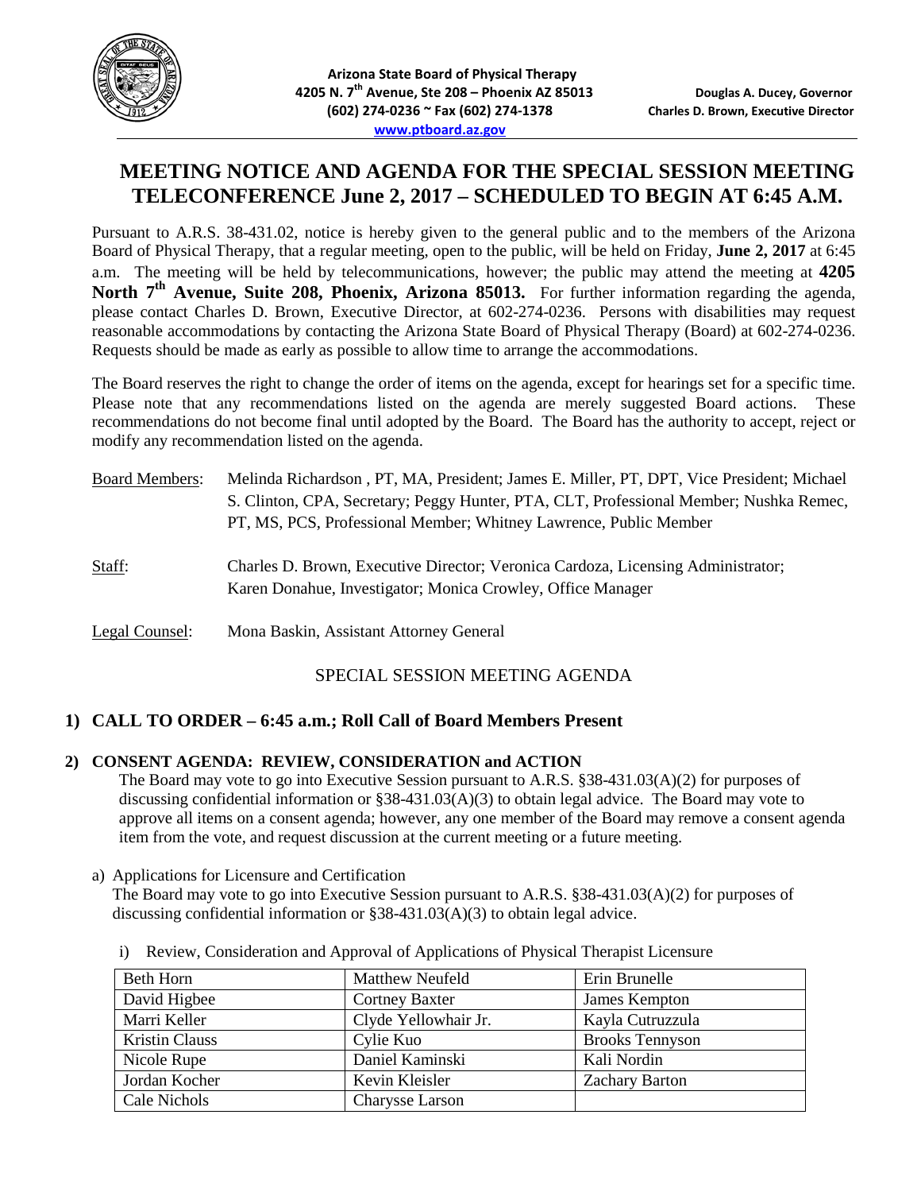**Arizona State Board of Physical Therapy**
**4205 N. 7th Avenue, Ste 208 – Phoenix AZ 85013**
**(602) 274-0236 ~ Fax (602) 274-1378**
**www.ptboard.az.gov**

**Douglas A. Ducey, Governor**
**Charles D. Brown, Executive Director**

# MEETING NOTICE AND AGENDA FOR THE SPECIAL SESSION MEETING TELECONFERENCE June 2, 2017 – SCHEDULED TO BEGIN AT 6:45 A.M.

Pursuant to A.R.S. 38-431.02, notice is hereby given to the general public and to the members of the Arizona Board of Physical Therapy, that a regular meeting, open to the public, will be held on Friday, **June 2, 2017** at 6:45 a.m. The meeting will be held by telecommunications, however; the public may attend the meeting at **4205 North 7th Avenue, Suite 208, Phoenix, Arizona 85013.** For further information regarding the agenda, please contact Charles D. Brown, Executive Director, at 602-274-0236. Persons with disabilities may request reasonable accommodations by contacting the Arizona State Board of Physical Therapy (Board) at 602-274-0236. Requests should be made as early as possible to allow time to arrange the accommodations.

The Board reserves the right to change the order of items on the agenda, except for hearings set for a specific time. Please note that any recommendations listed on the agenda are merely suggested Board actions. These recommendations do not become final until adopted by the Board. The Board has the authority to accept, reject or modify any recommendation listed on the agenda.

Board Members: Melinda Richardson , PT, MA, President; James E. Miller, PT, DPT, Vice President; Michael S. Clinton, CPA, Secretary; Peggy Hunter, PTA, CLT, Professional Member; Nushka Remec, PT, MS, PCS, Professional Member; Whitney Lawrence, Public Member

Staff: Charles D. Brown, Executive Director; Veronica Cardoza, Licensing Administrator; Karen Donahue, Investigator; Monica Crowley, Office Manager

Legal Counsel: Mona Baskin, Assistant Attorney General

## SPECIAL SESSION MEETING AGENDA

### 1) CALL TO ORDER – 6:45 a.m.; Roll Call of Board Members Present

### 2) CONSENT AGENDA: REVIEW, CONSIDERATION and ACTION

The Board may vote to go into Executive Session pursuant to A.R.S. §38-431.03(A)(2) for purposes of discussing confidential information or §38-431.03(A)(3) to obtain legal advice. The Board may vote to approve all items on a consent agenda; however, any one member of the Board may remove a consent agenda item from the vote, and request discussion at the current meeting or a future meeting.

a) Applications for Licensure and Certification

The Board may vote to go into Executive Session pursuant to A.R.S. §38-431.03(A)(2) for purposes of discussing confidential information or §38-431.03(A)(3) to obtain legal advice.

i) Review, Consideration and Approval of Applications of Physical Therapist Licensure

| | | |
|---|---|---|
| Beth Horn | Matthew Neufeld | Erin Brunelle |
| David Higbee | Cortney Baxter | James Kempton |
| Marri Keller | Clyde Yellowhair Jr. | Kayla Cutruzzula |
| Kristin Clauss | Cylie Kuo | Brooks Tennyson |
| Nicole Rupe | Daniel Kaminski | Kali Nordin |
| Jordan Kocher | Kevin Kleisler | Zachary Barton |
| Cale Nichols | Charysse Larson | |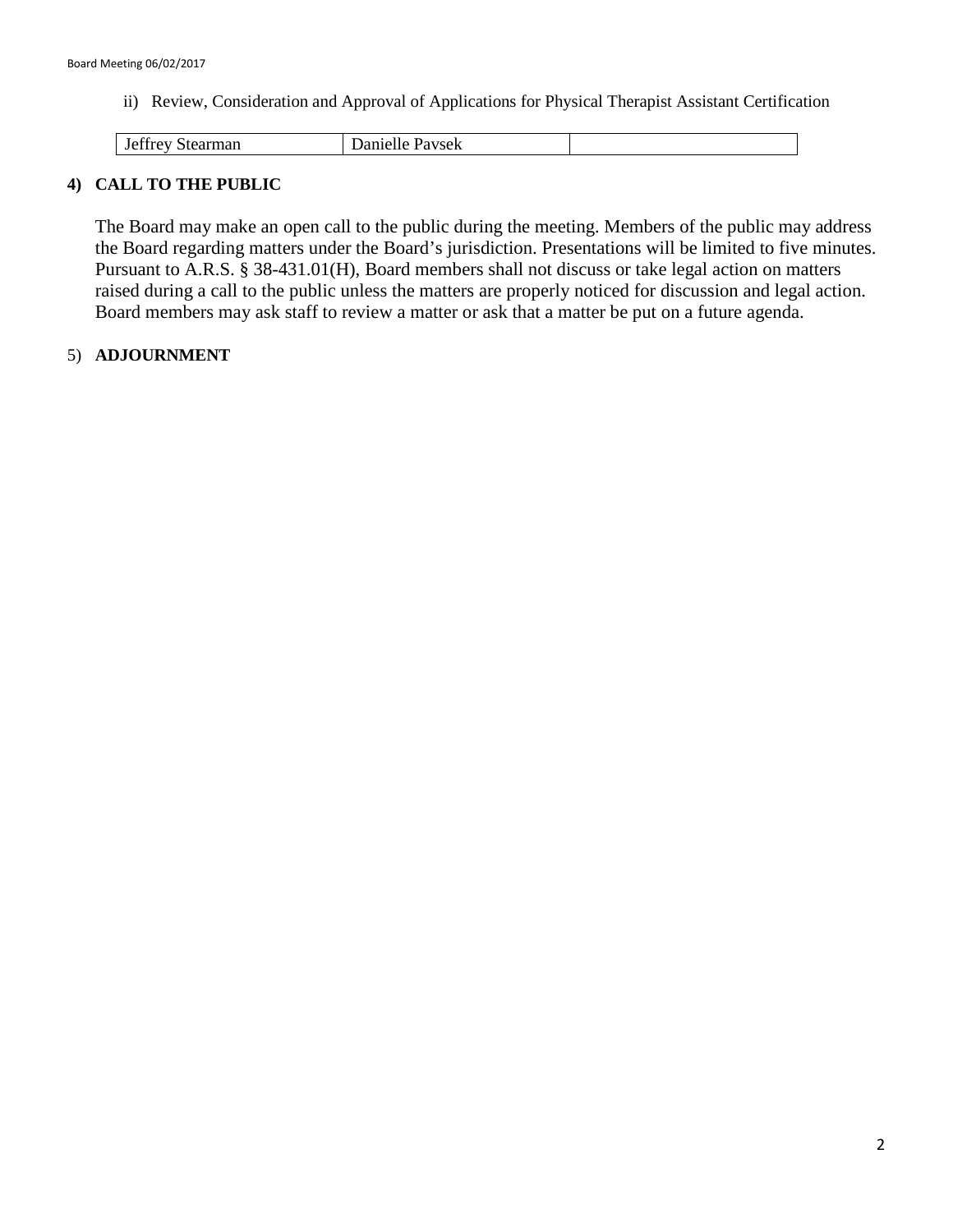ii) Review, Consideration and Approval of Applications for Physical Therapist Assistant Certification

| | | |
|---|---|---|
| Jeffrey Stearman | Danielle Pavsek | |

**4) CALL TO THE PUBLIC**

The Board may make an open call to the public during the meeting. Members of the public may address the Board regarding matters under the Board's jurisdiction. Presentations will be limited to five minutes. Pursuant to A.R.S. § 38-431.01(H), Board members shall not discuss or take legal action on matters raised during a call to the public unless the matters are properly noticed for discussion and legal action. Board members may ask staff to review a matter or ask that a matter be put on a future agenda.

5) **ADJOURNMENT**